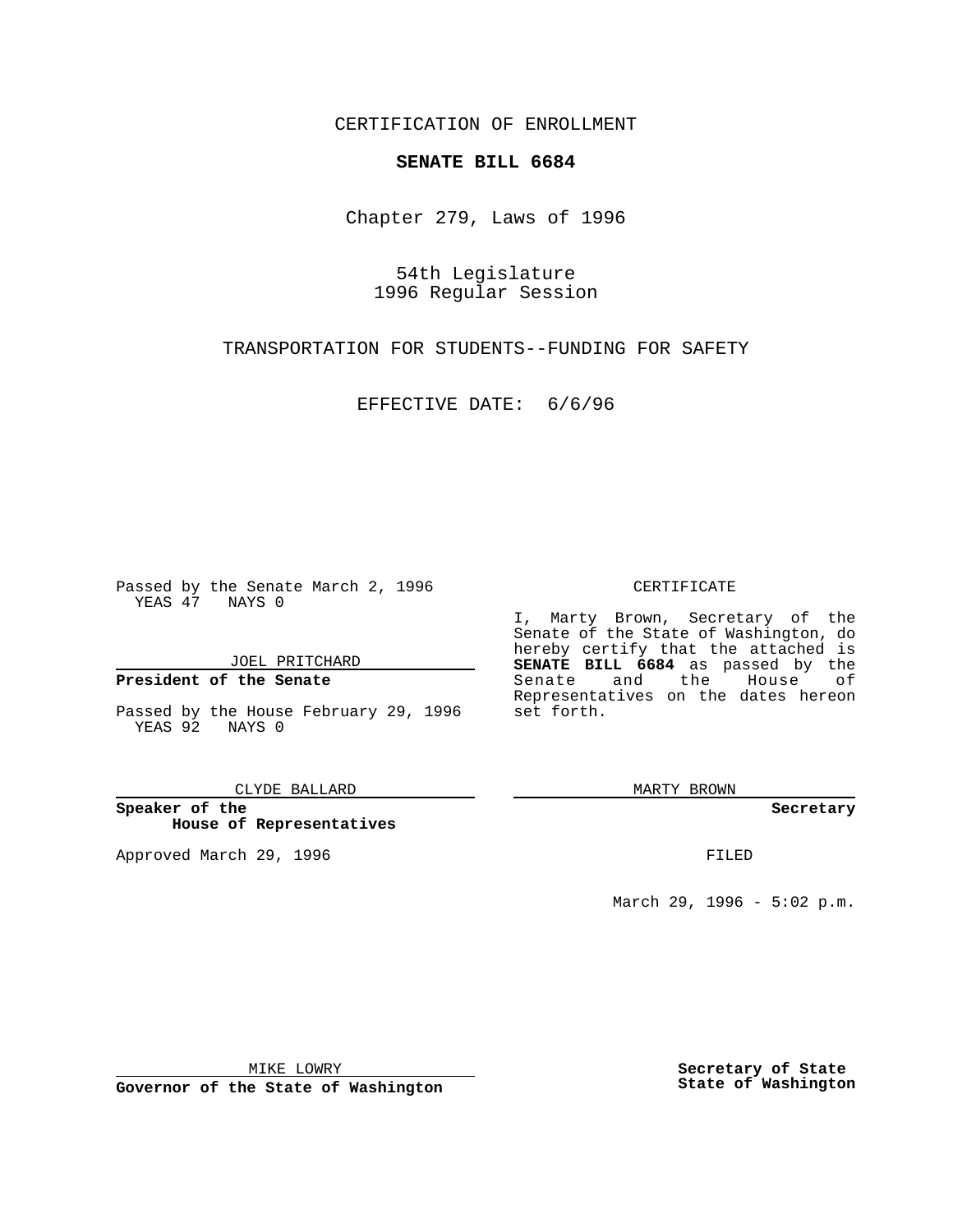CERTIFICATION OF ENROLLMENT

**SENATE BILL 6684**

Chapter 279, Laws of 1996

54th Legislature
1996 Regular Session

TRANSPORTATION FOR STUDENTS--FUNDING FOR SAFETY

EFFECTIVE DATE: 6/6/96

Passed by the Senate March 2, 1996
YEAS 47 NAYS 0

JOEL PRITCHARD

**President of the Senate**

Passed by the House February 29, 1996
YEAS 92 NAYS 0

CLYDE BALLARD

**Speaker of the House of Representatives**

Approved March 29, 1996

MIKE LOWRY

**Governor of the State of Washington**

CERTIFICATE

I, Marty Brown, Secretary of the Senate of the State of Washington, do hereby certify that the attached is **SENATE BILL 6684** as passed by the Senate and the House of Representatives on the dates hereon set forth.

MARTY BROWN

**Secretary**

FILED

March 29, 1996 - 5:02 p.m.

**Secretary of State**
**State of Washington**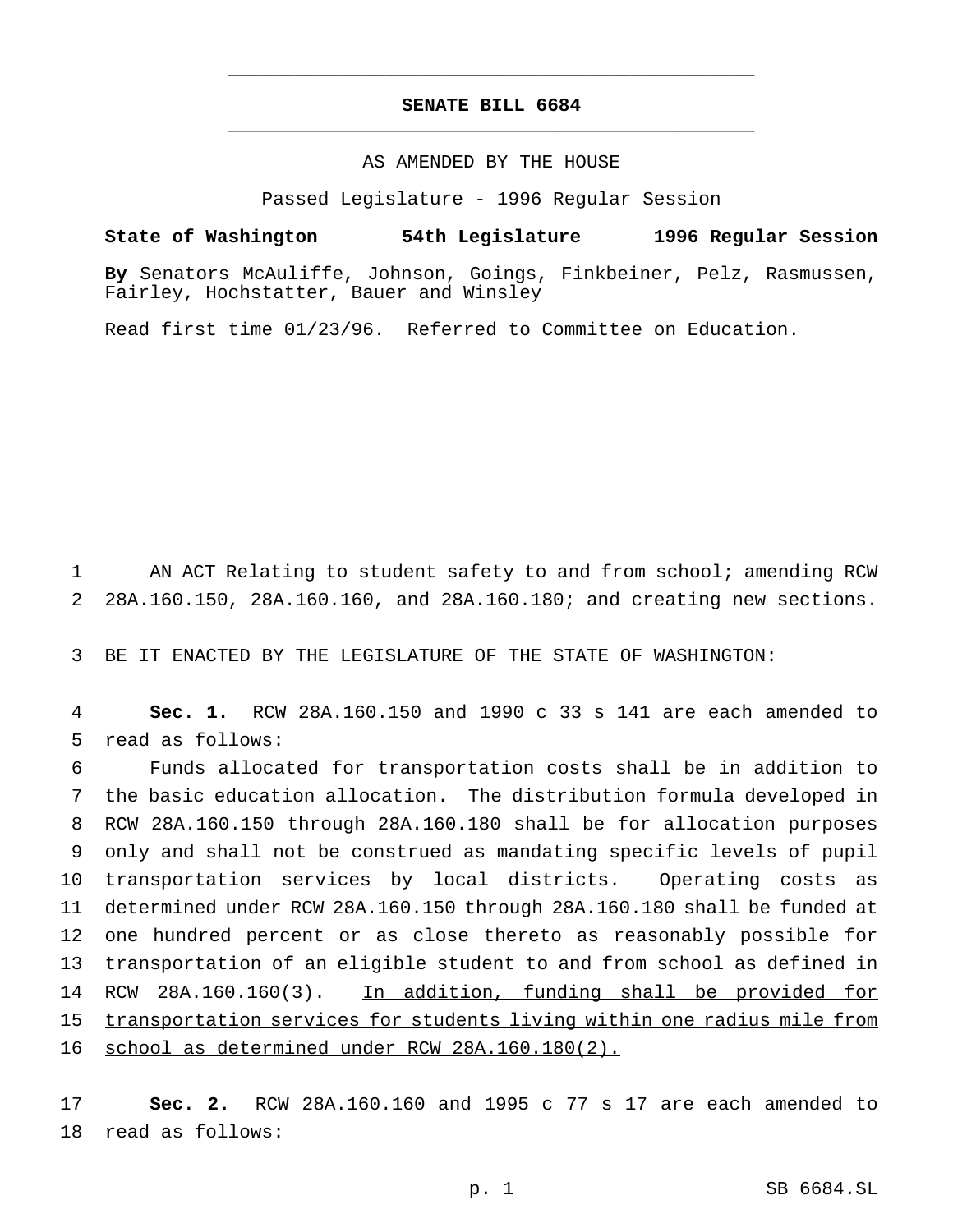# SENATE BILL 6684

AS AMENDED BY THE HOUSE

Passed Legislature - 1996 Regular Session

**State of Washington 54th Legislature 1996 Regular Session**

**By** Senators McAuliffe, Johnson, Goings, Finkbeiner, Pelz, Rasmussen, Fairley, Hochstatter, Bauer and Winsley

Read first time 01/23/96. Referred to Committee on Education.

AN ACT Relating to student safety to and from school; amending RCW 28A.160.150, 28A.160.160, and 28A.160.180; and creating new sections.

BE IT ENACTED BY THE LEGISLATURE OF THE STATE OF WASHINGTON:

**Sec. 1.** RCW 28A.160.150 and 1990 c 33 s 141 are each amended to read as follows:

Funds allocated for transportation costs shall be in addition to the basic education allocation. The distribution formula developed in RCW 28A.160.150 through 28A.160.180 shall be for allocation purposes only and shall not be construed as mandating specific levels of pupil transportation services by local districts. Operating costs as determined under RCW 28A.160.150 through 28A.160.180 shall be funded at one hundred percent or as close thereto as reasonably possible for transportation of an eligible student to and from school as defined in RCW 28A.160.160(3). In addition, funding shall be provided for transportation services for students living within one radius mile from school as determined under RCW 28A.160.180(2).

**Sec. 2.** RCW 28A.160.160 and 1995 c 77 s 17 are each amended to read as follows: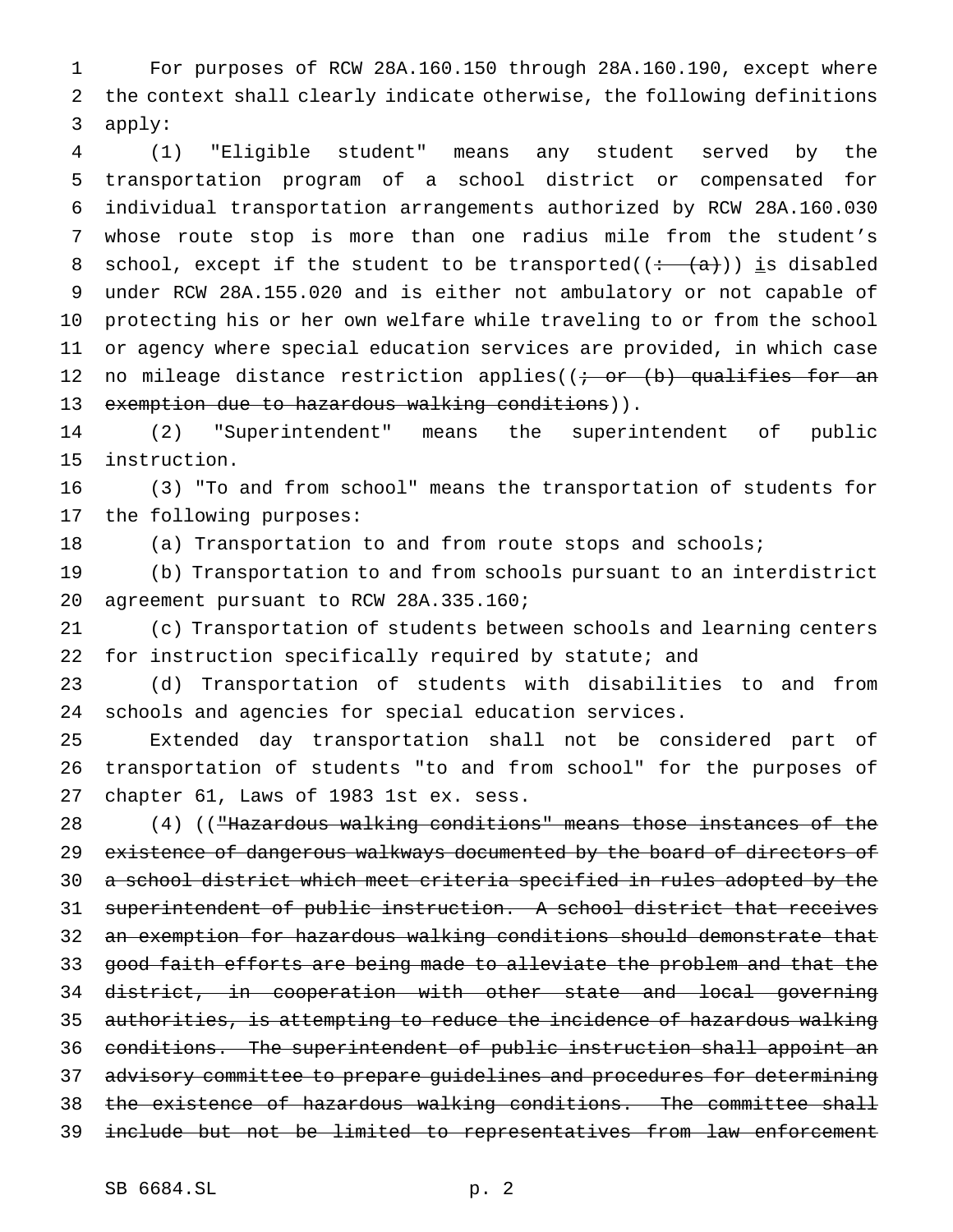For purposes of RCW 28A.160.150 through 28A.160.190, except where the context shall clearly indicate otherwise, the following definitions apply:

(1) "Eligible student" means any student served by the transportation program of a school district or compensated for individual transportation arrangements authorized by RCW 28A.160.030 whose route stop is more than one radius mile from the student's school, except if the student to be transported((~~: (a)~~)) is disabled under RCW 28A.155.020 and is either not ambulatory or not capable of protecting his or her own welfare while traveling to or from the school or agency where special education services are provided, in which case no mileage distance restriction applies((~~; or (b) qualifies for an exemption due to hazardous walking conditions~~)).

(2) "Superintendent" means the superintendent of public instruction.

(3) "To and from school" means the transportation of students for the following purposes:

(a) Transportation to and from route stops and schools;

(b) Transportation to and from schools pursuant to an interdistrict agreement pursuant to RCW 28A.335.160;

(c) Transportation of students between schools and learning centers for instruction specifically required by statute; and

(d) Transportation of students with disabilities to and from schools and agencies for special education services.

Extended day transportation shall not be considered part of transportation of students "to and from school" for the purposes of chapter 61, Laws of 1983 1st ex. sess.

(4) ((~~"Hazardous walking conditions" means those instances of the existence of dangerous walkways documented by the board of directors of a school district which meet criteria specified in rules adopted by the superintendent of public instruction. A school district that receives an exemption for hazardous walking conditions should demonstrate that good faith efforts are being made to alleviate the problem and that the district, in cooperation with other state and local governing authorities, is attempting to reduce the incidence of hazardous walking conditions. The superintendent of public instruction shall appoint an advisory committee to prepare guidelines and procedures for determining the existence of hazardous walking conditions. The committee shall include but not be limited to representatives from law enforcement~~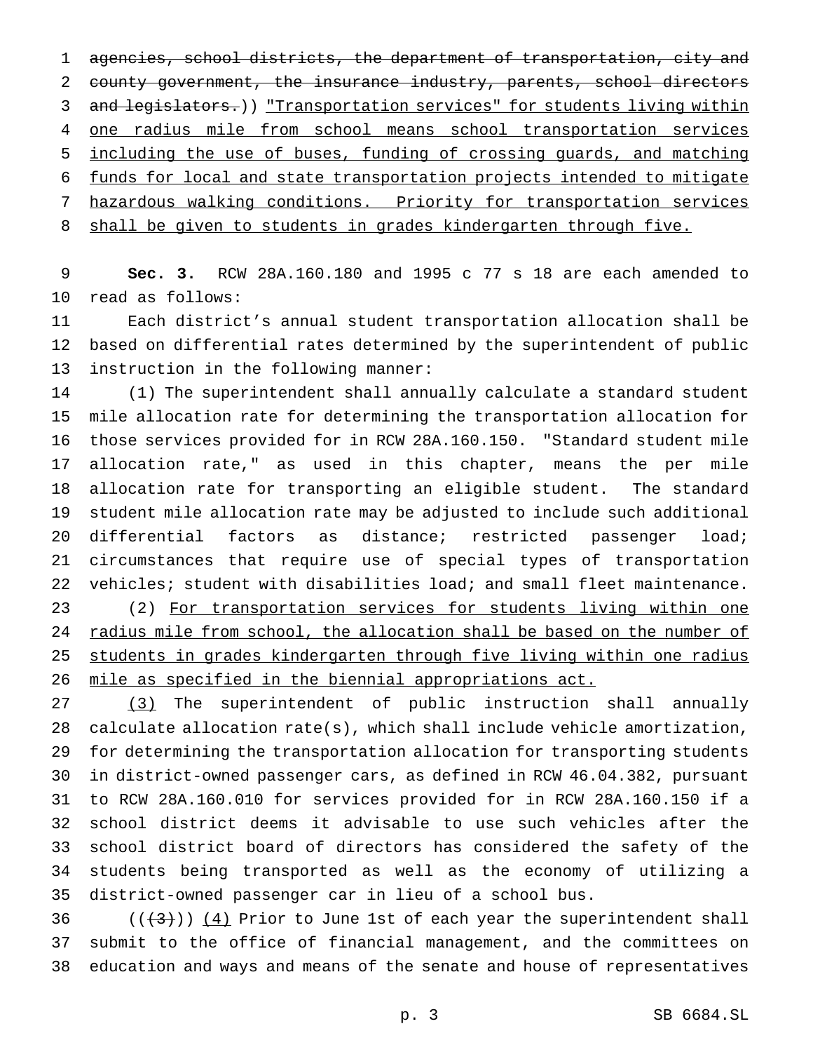~~agencies, school districts, the department of transportation, city and county government, the insurance industry, parents, school directors and legislators.~~)) <u>"Transportation services" for students living within one radius mile from school means school transportation services including the use of buses, funding of crossing guards, and matching funds for local and state transportation projects intended to mitigate hazardous walking conditions. Priority for transportation services shall be given to students in grades kindergarten through five.</u>

**Sec. 3.** RCW 28A.160.180 and 1995 c 77 s 18 are each amended to read as follows:

Each district's annual student transportation allocation shall be based on differential rates determined by the superintendent of public instruction in the following manner:

(1) The superintendent shall annually calculate a standard student mile allocation rate for determining the transportation allocation for those services provided for in RCW 28A.160.150. "Standard student mile allocation rate," as used in this chapter, means the per mile allocation rate for transporting an eligible student. The standard student mile allocation rate may be adjusted to include such additional differential factors as distance; restricted passenger load; circumstances that require use of special types of transportation vehicles; student with disabilities load; and small fleet maintenance.

(2) <u>For transportation services for students living within one radius mile from school, the allocation shall be based on the number of students in grades kindergarten through five living within one radius mile as specified in the biennial appropriations act.</u>

<u>(3)</u> The superintendent of public instruction shall annually calculate allocation rate(s), which shall include vehicle amortization, for determining the transportation allocation for transporting students in district-owned passenger cars, as defined in RCW 46.04.382, pursuant to RCW 28A.160.010 for services provided for in RCW 28A.160.150 if a school district deems it advisable to use such vehicles after the school district board of directors has considered the safety of the students being transported as well as the economy of utilizing a district-owned passenger car in lieu of a school bus.

((~~(3)~~)) <u>(4)</u> Prior to June 1st of each year the superintendent shall submit to the office of financial management, and the committees on education and ways and means of the senate and house of representatives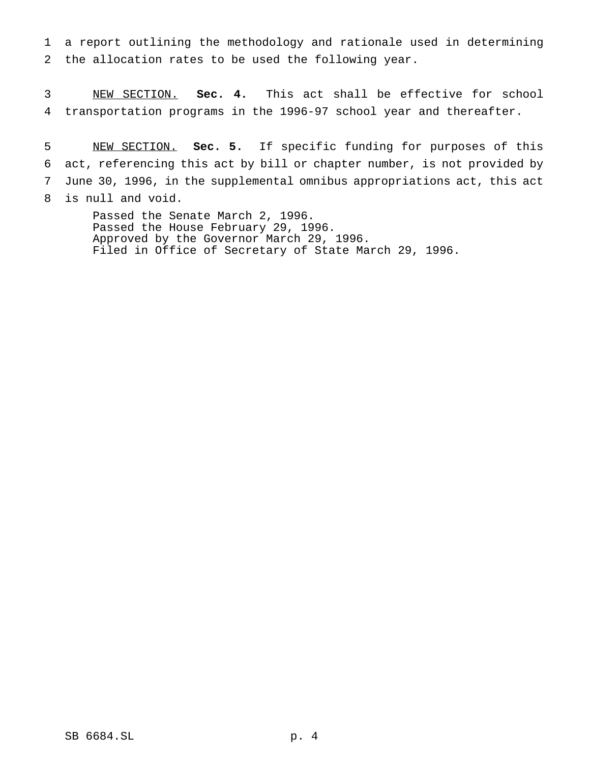a report outlining the methodology and rationale used in determining the allocation rates to be used the following year.

NEW SECTION. **Sec. 4.** This act shall be effective for school transportation programs in the 1996-97 school year and thereafter.

NEW SECTION. **Sec. 5.** If specific funding for purposes of this act, referencing this act by bill or chapter number, is not provided by June 30, 1996, in the supplemental omnibus appropriations act, this act is null and void.

Passed the Senate March 2, 1996.
Passed the House February 29, 1996.
Approved by the Governor March 29, 1996.
Filed in Office of Secretary of State March 29, 1996.